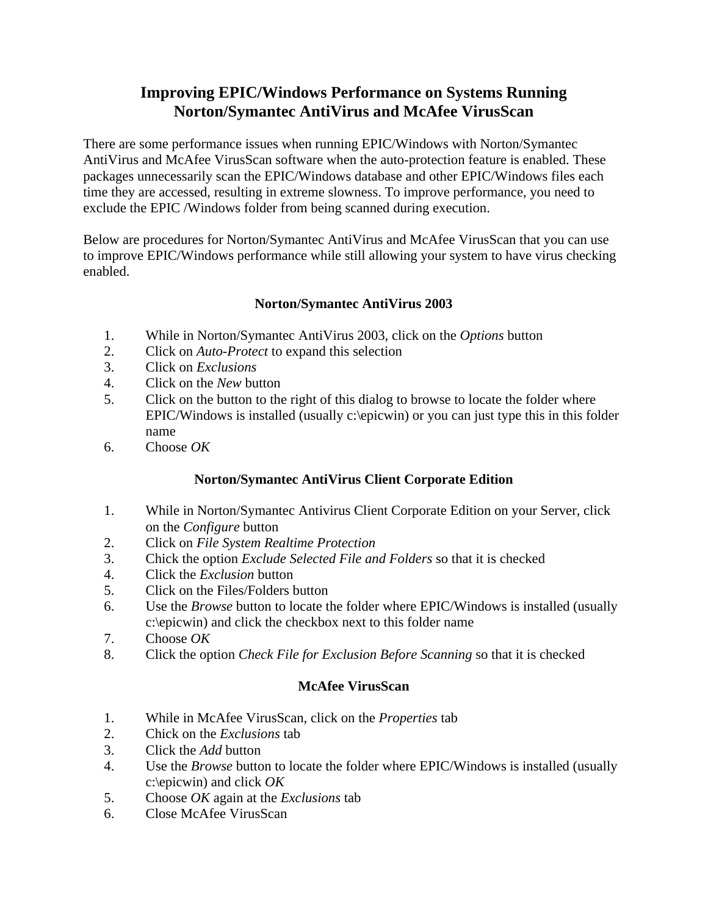# Improving EPIC/Windows Performance on Systems Running Norton/Symantec AntiVirus and McAfee VirusScan

There are some performance issues when running EPIC/Windows with Norton/Symantec AntiVirus and McAfee VirusScan software when the auto-protection feature is enabled. These packages unnecessarily scan the EPIC/Windows database and other EPIC/Windows files each time they are accessed, resulting in extreme slowness. To improve performance, you need to exclude the EPIC /Windows folder from being scanned during execution.

Below are procedures for Norton/Symantec AntiVirus and McAfee VirusScan that you can use to improve EPIC/Windows performance while still allowing your system to have virus checking enabled.

### Norton/Symantec AntiVirus 2003

1. While in Norton/Symantec AntiVirus 2003, click on the *Options* button
2. Click on *Auto-Protect* to expand this selection
3. Click on *Exclusions*
4. Click on the *New* button
5. Click on the button to the right of this dialog to browse to locate the folder where EPIC/Windows is installed (usually c:\epicwin) or you can just type this in this folder name
6. Choose *OK*

### Norton/Symantec AntiVirus Client Corporate Edition

1. While in Norton/Symantec Antivirus Client Corporate Edition on your Server, click on the *Configure* button
2. Click on *File System Realtime Protection*
3. Chick the option *Exclude Selected File and Folders* so that it is checked
4. Click the *Exclusion* button
5. Click on the Files/Folders button
6. Use the *Browse* button to locate the folder where EPIC/Windows is installed (usually c:\epicwin) and click the checkbox next to this folder name
7. Choose *OK*
8. Click the option *Check File for Exclusion Before Scanning* so that it is checked

### McAfee VirusScan

1. While in McAfee VirusScan, click on the *Properties* tab
2. Chick on the *Exclusions* tab
3. Click the *Add* button
4. Use the *Browse* button to locate the folder where EPIC/Windows is installed (usually c:\epicwin) and click *OK*
5. Choose *OK* again at the *Exclusions* tab
6. Close McAfee VirusScan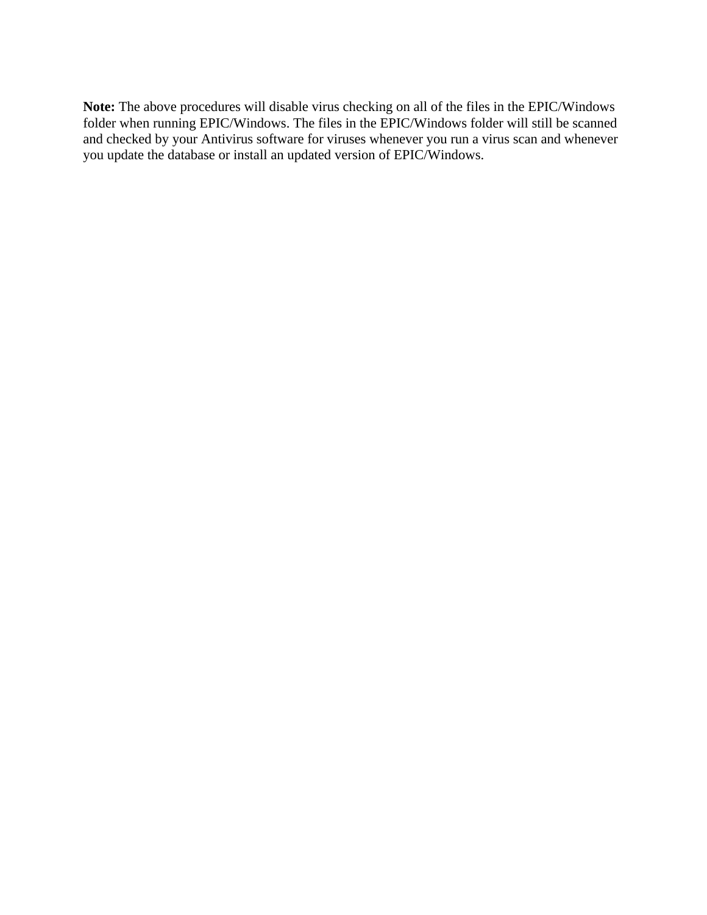**Note:** The above procedures will disable virus checking on all of the files in the EPIC/Windows folder when running EPIC/Windows. The files in the EPIC/Windows folder will still be scanned and checked by your Antivirus software for viruses whenever you run a virus scan and whenever you update the database or install an updated version of EPIC/Windows.